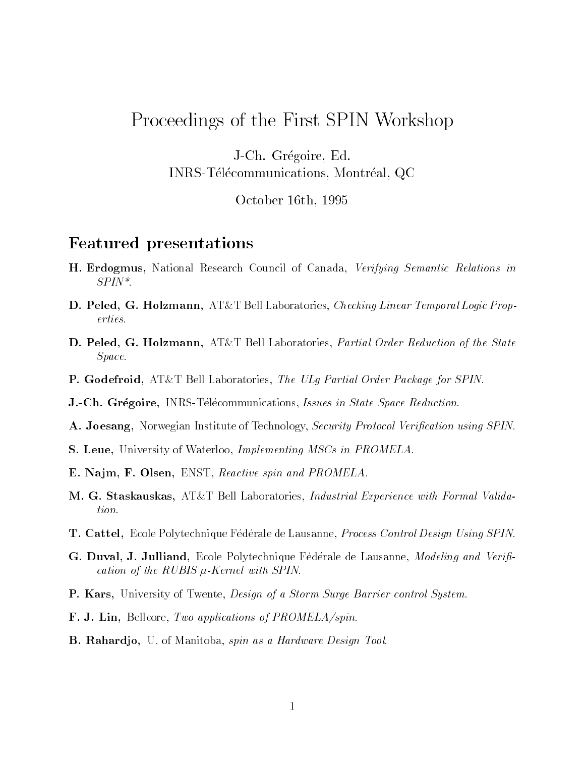# Proceedings of the First SPIN Workshop

J-Ch. Grégoire, Ed.
INRS-Télécommunications, Montréal, QC

October 16th, 1995

## Featured presentations

**H. Erdogmus**, National Research Council of Canada, *Verifying Semantic Relations in SPIN**.

**D. Peled, G. Holzmann**, AT&T Bell Laboratories, *Checking Linear Temporal Logic Properties.*

**D. Peled, G. Holzmann**, AT&T Bell Laboratories, *Partial Order Reduction of the State Space.*

**P. Godefroid**, AT&T Bell Laboratories, *The ULg Partial Order Package for SPIN.*

**J.-Ch. Grégoire**, INRS-Télécommunications, *Issues in State Space Reduction.*

**A. Joesang**, Norwegian Institute of Technology, *Security Protocol Verification using SPIN.*

**S. Leue**, University of Waterloo, *Implementing MSCs in PROMELA.*

**E. Najm, F. Olsen**, ENST, *Reactive spin and PROMELA.*

**M. G. Staskauskas**, AT&T Bell Laboratories, *Industrial Experience with Formal Validation.*

**T. Cattel**, Ecole Polytechnique Fédérale de Lausanne, *Process Control Design Using SPIN.*

**G. Duval, J. Julliand**, Ecole Polytechnique Fédérale de Lausanne, *Modeling and Verification of the RUBIS $\mu$-Kernel with SPIN.*

**P. Kars**, University of Twente, *Design of a Storm Surge Barrier control System.*

**F. J. Lin**, Bellcore, *Two applications of PROMELA/spin.*

**B. Rahardjo**, U. of Manitoba, *spin as a Hardware Design Tool.*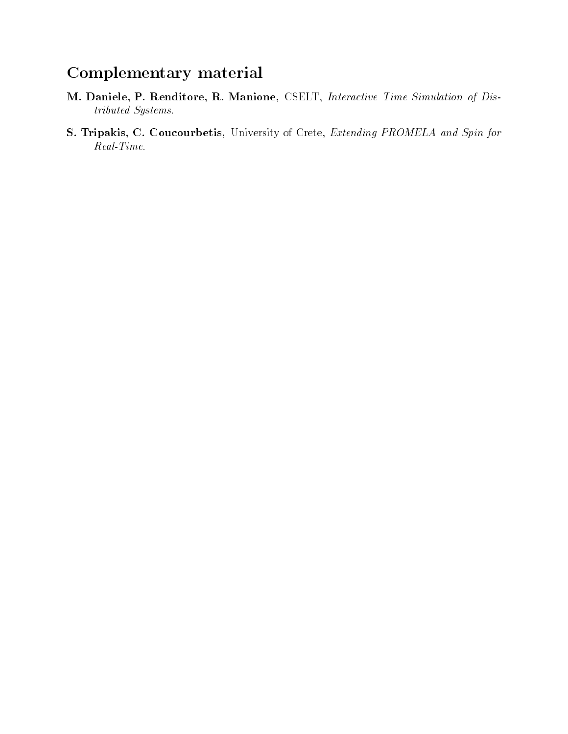## Complementary material

**M. Daniele, P. Renditore, R. Manione**, CSELT, *Interactive Time Simulation of Distributed Systems.*

**S. Tripakis, C. Coucourbetis**, University of Crete, *Extending PROMELA and Spin for Real-Time.*